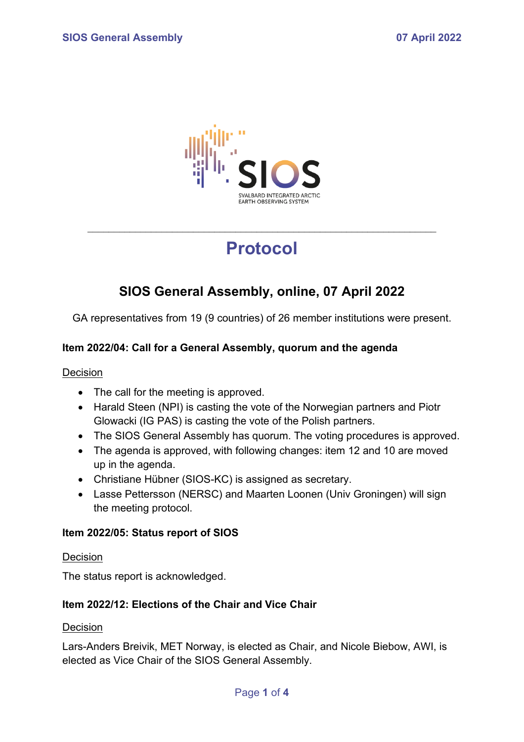# Protocol

## SIOS General Assembly, online, 07 April 2022

GA representatives from 19 (9 countries) of 26 member institutions were present.

### Item 2022/04: Call for a General Assembly, quorum and the agenda

<u>Decision</u>

- The call for the meeting is approved.
- Harald Steen (NPI) is casting the vote of the Norwegian partners and Piotr Glowacki (IG PAS) is casting the vote of the Polish partners.
- The SIOS General Assembly has quorum. The voting procedures is approved.
- The agenda is approved, with following changes: item 12 and 10 are moved up in the agenda.
- Christiane Hübner (SIOS-KC) is assigned as secretary.
- Lasse Pettersson (NERSC) and Maarten Loonen (Univ Groningen) will sign the meeting protocol.

### Item 2022/05: Status report of SIOS

<u>Decision</u>

The status report is acknowledged.

### Item 2022/12: Elections of the Chair and Vice Chair

<u>Decision</u>

Lars-Anders Breivik, MET Norway, is elected as Chair, and Nicole Biebow, AWI, is elected as Vice Chair of the SIOS General Assembly.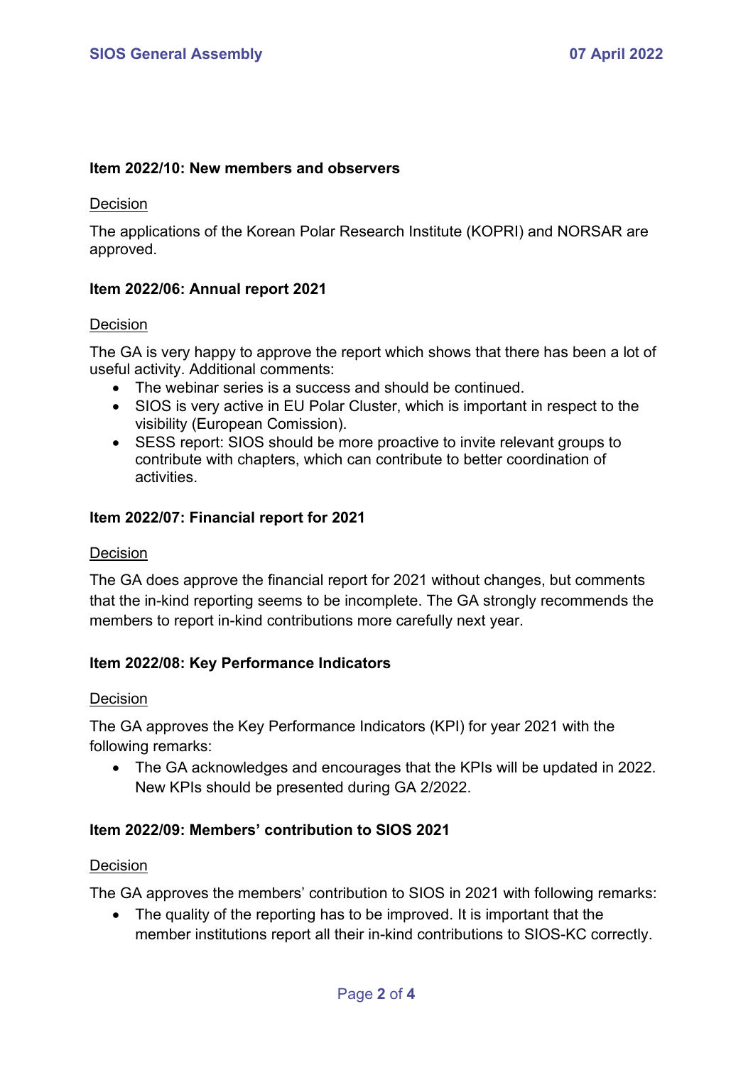**Item 2022/10: New members and observers**

Decision

The applications of the Korean Polar Research Institute (KOPRI) and NORSAR are approved.

**Item 2022/06: Annual report 2021**

Decision

The GA is very happy to approve the report which shows that there has been a lot of useful activity. Additional comments:

- The webinar series is a success and should be continued.
- SIOS is very active in EU Polar Cluster, which is important in respect to the visibility (European Comission).
- SESS report: SIOS should be more proactive to invite relevant groups to contribute with chapters, which can contribute to better coordination of activities.

**Item 2022/07: Financial report for 2021**

Decision

The GA does approve the financial report for 2021 without changes, but comments that the in-kind reporting seems to be incomplete. The GA strongly recommends the members to report in-kind contributions more carefully next year.

**Item 2022/08: Key Performance Indicators**

Decision

The GA approves the Key Performance Indicators (KPI) for year 2021 with the following remarks:

- The GA acknowledges and encourages that the KPIs will be updated in 2022. New KPIs should be presented during GA 2/2022.

**Item 2022/09: Members' contribution to SIOS 2021**

Decision

The GA approves the members' contribution to SIOS in 2021 with following remarks:

- The quality of the reporting has to be improved. It is important that the member institutions report all their in-kind contributions to SIOS-KC correctly.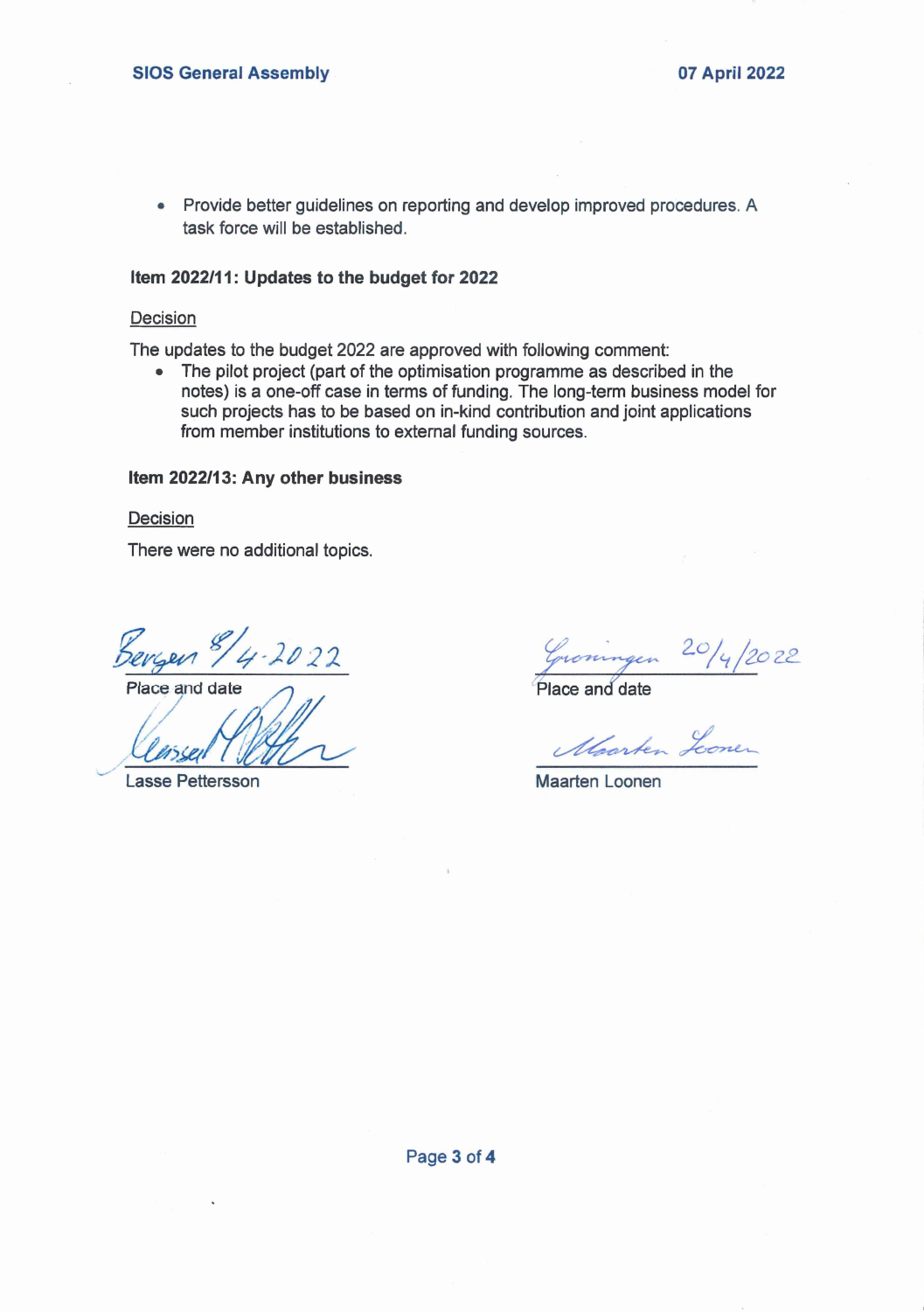- Provide better guidelines on reporting and develop improved procedures. A task force will be established.

**Item 2022/11: Updates to the budget for 2022**

Decision

The updates to the budget 2022 are approved with following comment:

- The pilot project (part of the optimisation programme as described in the notes) is a one-off case in terms of funding. The long-term business model for such projects has to be based on in-kind contribution and joint applications from member institutions to external funding sources.

**Item 2022/13: Any other business**

Decision

There were no additional topics.

Bergen 8/4-2022
Place and date

Lasse Pettersson

Groningen 20/4/2022
Place and date

Maarten Loonen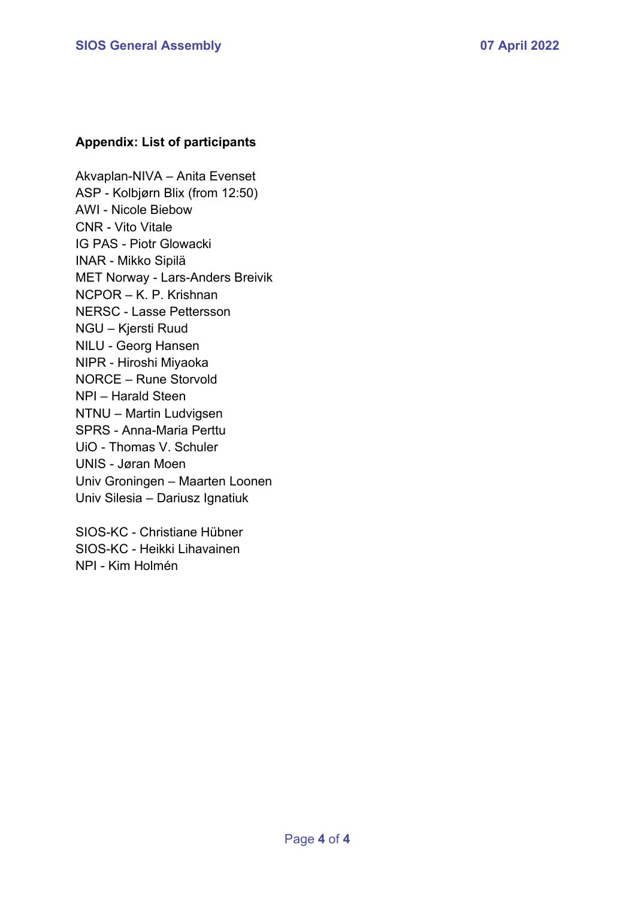**Appendix: List of participants**

Akvaplan-NIVA – Anita Evenset
ASP - Kolbjørn Blix (from 12:50)
AWI - Nicole Biebow
CNR - Vito Vitale
IG PAS - Piotr Glowacki
INAR - Mikko Sipilä
MET Norway - Lars-Anders Breivik
NCPOR – K. P. Krishnan
NERSC - Lasse Pettersson
NGU – Kjersti Ruud
NILU - Georg Hansen
NIPR - Hiroshi Miyaoka
NORCE – Rune Storvold
NPI – Harald Steen
NTNU – Martin Ludvigsen
SPRS - Anna-Maria Perttu
UiO - Thomas V. Schuler
UNIS - Jøran Moen
Univ Groningen – Maarten Loonen
Univ Silesia – Dariusz Ignatiuk

SIOS-KC - Christiane Hübner
SIOS-KC - Heikki Lihavainen
NPI - Kim Holmén